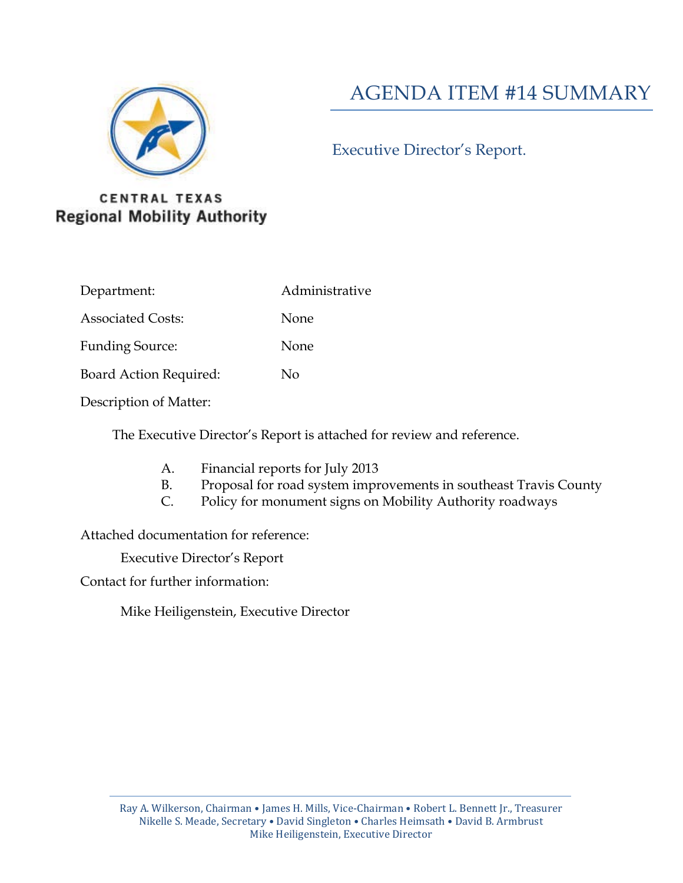CENTRAL TEXAS
Regional Mobility Authority

# AGENDA ITEM #14 SUMMARY

## Executive Director's Report.

| | |
|---|---|
| Department: | Administrative |
| Associated Costs: | None |
| Funding Source: | None |
| Board Action Required: | No |

Description of Matter:

The Executive Director's Report is attached for review and reference.

A. Financial reports for July 2013
B. Proposal for road system improvements in southeast Travis County
C. Policy for monument signs on Mobility Authority roadways

Attached documentation for reference:

Executive Director's Report

Contact for further information:

Mike Heiligenstein, Executive Director

Ray A. Wilkerson, Chairman • James H. Mills, Vice-Chairman • Robert L. Bennett Jr., Treasurer
Nikelle S. Meade, Secretary • David Singleton • Charles Heimsath • David B. Armbrust
Mike Heiligenstein, Executive Director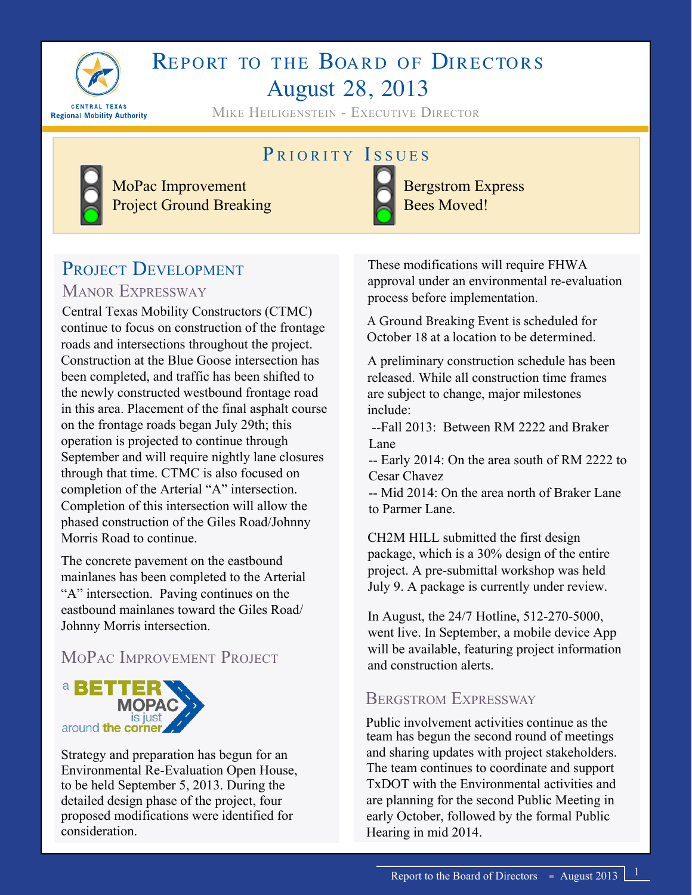# Report to the Board of Directors
## August 28, 2013

Mike Heiligenstein - Executive Director

## Priority Issues

- MoPac Improvement Project Ground Breaking
- Bergstrom Express Bees Moved!

## Project Development

### Manor Expressway

Central Texas Mobility Constructors (CTMC) continue to focus on construction of the frontage roads and intersections throughout the project. Construction at the Blue Goose intersection has been completed, and traffic has been shifted to the newly constructed westbound frontage road in this area. Placement of the final asphalt course on the frontage roads began July 29th; this operation is projected to continue through September and will require nightly lane closures through that time. CTMC is also focused on completion of the Arterial "A" intersection. Completion of this intersection will allow the phased construction of the Giles Road/Johnny Morris Road to continue.

The concrete pavement on the eastbound mainlanes has been completed to the Arterial "A" intersection. Paving continues on the eastbound mainlanes toward the Giles Road/ Johnny Morris intersection.

### MoPac Improvement Project

a BETTER MOPAC is just around the corner

Strategy and preparation has begun for an Environmental Re-Evaluation Open House, to be held September 5, 2013. During the detailed design phase of the project, four proposed modifications were identified for consideration.

These modifications will require FHWA approval under an environmental re-evaluation process before implementation.

A Ground Breaking Event is scheduled for October 18 at a location to be determined.

A preliminary construction schedule has been released. While all construction time frames are subject to change, major milestones include:

--Fall 2013: Between RM 2222 and Braker Lane
-- Early 2014: On the area south of RM 2222 to Cesar Chavez
-- Mid 2014: On the area north of Braker Lane to Parmer Lane.

CH2M HILL submitted the first design package, which is a 30% design of the entire project. A pre-submittal workshop was held July 9. A package is currently under review.

In August, the 24/7 Hotline, 512-270-5000, went live. In September, a mobile device App will be available, featuring project information and construction alerts.

### Bergstrom Expressway

Public involvement activities continue as the team has begun the second round of meetings and sharing updates with project stakeholders. The team continues to coordinate and support TxDOT with the Environmental activities and are planning for the second Public Meeting in early October, followed by the formal Public Hearing in mid 2014.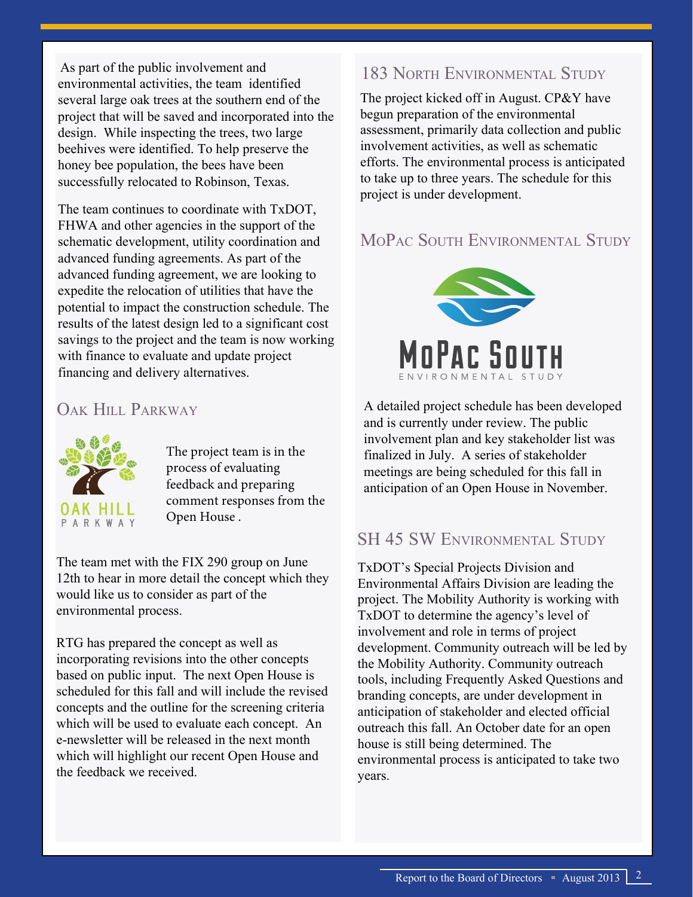As part of the public involvement and environmental activities, the team identified several large oak trees at the southern end of the project that will be saved and incorporated into the design. While inspecting the trees, two large beehives were identified. To help preserve the honey bee population, the bees have been successfully relocated to Robinson, Texas.

The team continues to coordinate with TxDOT, FHWA and other agencies in the support of the schematic development, utility coordination and advanced funding agreements. As part of the advanced funding agreement, we are looking to expedite the relocation of utilities that have the potential to impact the construction schedule. The results of the latest design led to a significant cost savings to the project and the team is now working with finance to evaluate and update project financing and delivery alternatives.

## Oak Hill Parkway

OAK HILL PARKWAY

The project team is in the process of evaluating feedback and preparing comment responses from the Open House .

The team met with the FIX 290 group on June 12th to hear in more detail the concept which they would like us to consider as part of the environmental process.

RTG has prepared the concept as well as incorporating revisions into the other concepts based on public input. The next Open House is scheduled for this fall and will include the revised concepts and the outline for the screening criteria which will be used to evaluate each concept. An e-newsletter will be released in the next month which will highlight our recent Open House and the feedback we received.

## 183 North Environmental Study

The project kicked off in August. CP&Y have begun preparation of the environmental assessment, primarily data collection and public involvement activities, as well as schematic efforts. The environmental process is anticipated to take up to three years. The schedule for this project is under development.

## MoPac South Environmental Study

MOPAC SOUTH ENVIRONMENTAL STUDY

A detailed project schedule has been developed and is currently under review. The public involvement plan and key stakeholder list was finalized in July. A series of stakeholder meetings are being scheduled for this fall in anticipation of an Open House in November.

## SH 45 SW Environmental Study

TxDOT's Special Projects Division and Environmental Affairs Division are leading the project. The Mobility Authority is working with TxDOT to determine the agency's level of involvement and role in terms of project development. Community outreach will be led by the Mobility Authority. Community outreach tools, including Frequently Asked Questions and branding concepts, are under development in anticipation of stakeholder and elected official outreach this fall. An October date for an open house is still being determined. The environmental process is anticipated to take two years.